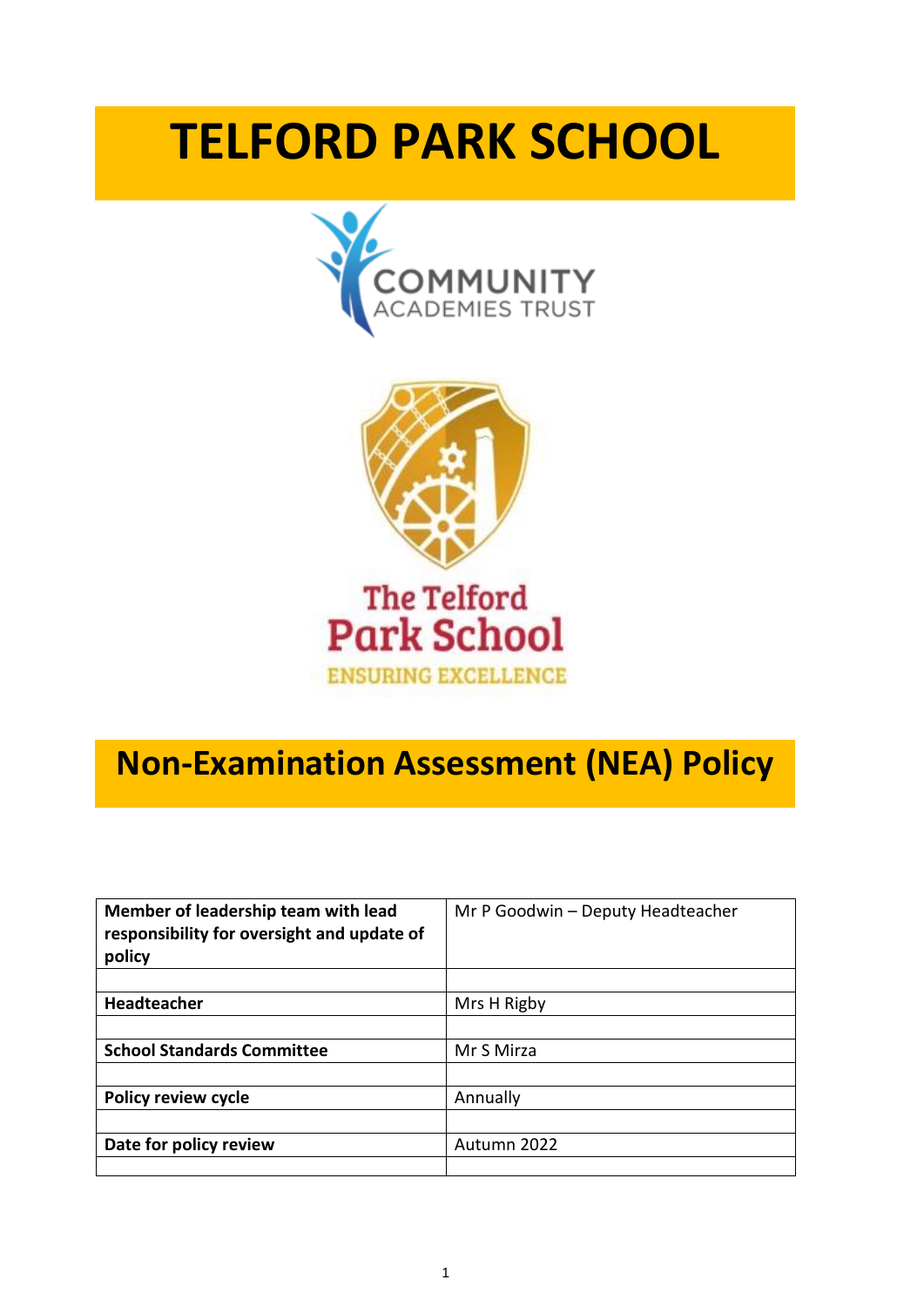# TELFORD PARK SCHOOL

COMMUNITY
ACADEMIES TRUST

The Telford
Park School
ENSURING EXCELLENCE

# Non-Examination Assessment (NEA) Policy

| **Member of leadership team with lead responsibility for oversight and update of policy** | Mr P Goodwin – Deputy Headteacher |
|---|---|
| | |
| **Headteacher** | Mrs H Rigby |
| | |
| **School Standards Committee** | Mr S Mirza |
| | |
| **Policy review cycle** | Annually |
| | |
| **Date for policy review** | Autumn 2022 |
| | |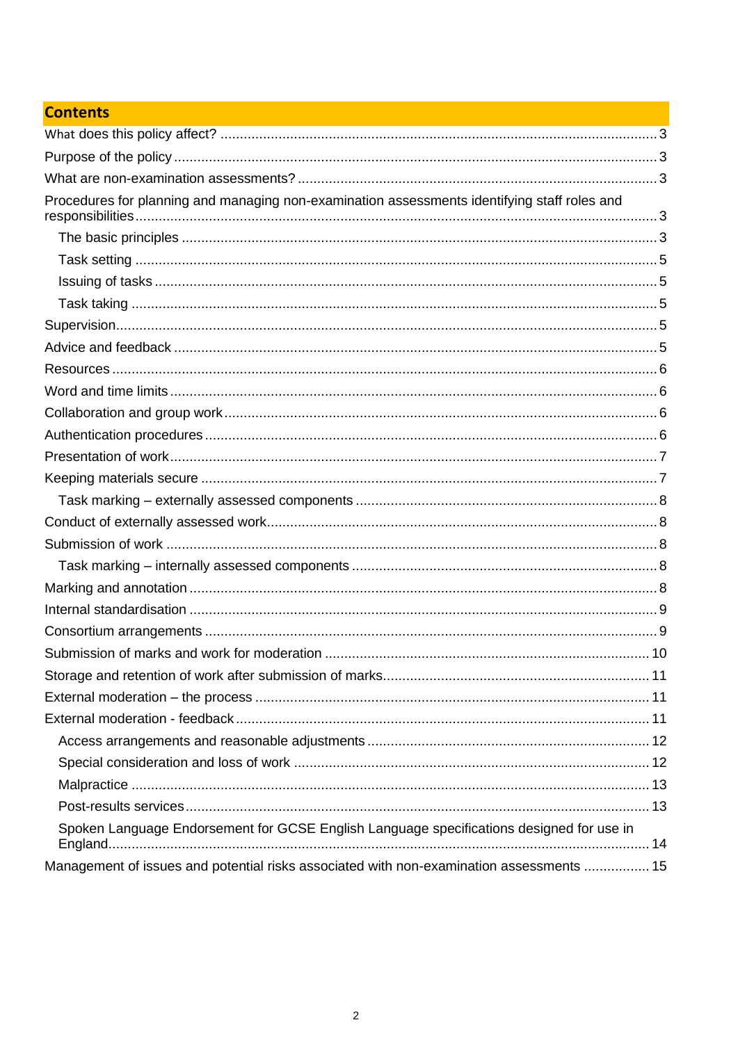## Contents

- What does this policy affect? ... 3
- Purpose of the policy ... 3
- What are non-examination assessments? ... 3
- Procedures for planning and managing non-examination assessments identifying staff roles and responsibilities ... 3
  - The basic principles ... 3
  - Task setting ... 5
  - Issuing of tasks ... 5
  - Task taking ... 5
- Supervision ... 5
- Advice and feedback ... 5
- Resources ... 6
- Word and time limits ... 6
- Collaboration and group work ... 6
- Authentication procedures ... 6
- Presentation of work ... 7
- Keeping materials secure ... 7
  - Task marking – externally assessed components ... 8
- Conduct of externally assessed work ... 8
- Submission of work ... 8
  - Task marking – internally assessed components ... 8
- Marking and annotation ... 8
- Internal standardisation ... 9
- Consortium arrangements ... 9
- Submission of marks and work for moderation ... 10
- Storage and retention of work after submission of marks ... 11
- External moderation – the process ... 11
- External moderation - feedback ... 11
  - Access arrangements and reasonable adjustments ... 12
  - Special consideration and loss of work ... 12
  - Malpractice ... 13
  - Post-results services ... 13
  - Spoken Language Endorsement for GCSE English Language specifications designed for use in England ... 14
- Management of issues and potential risks associated with non-examination assessments ... 15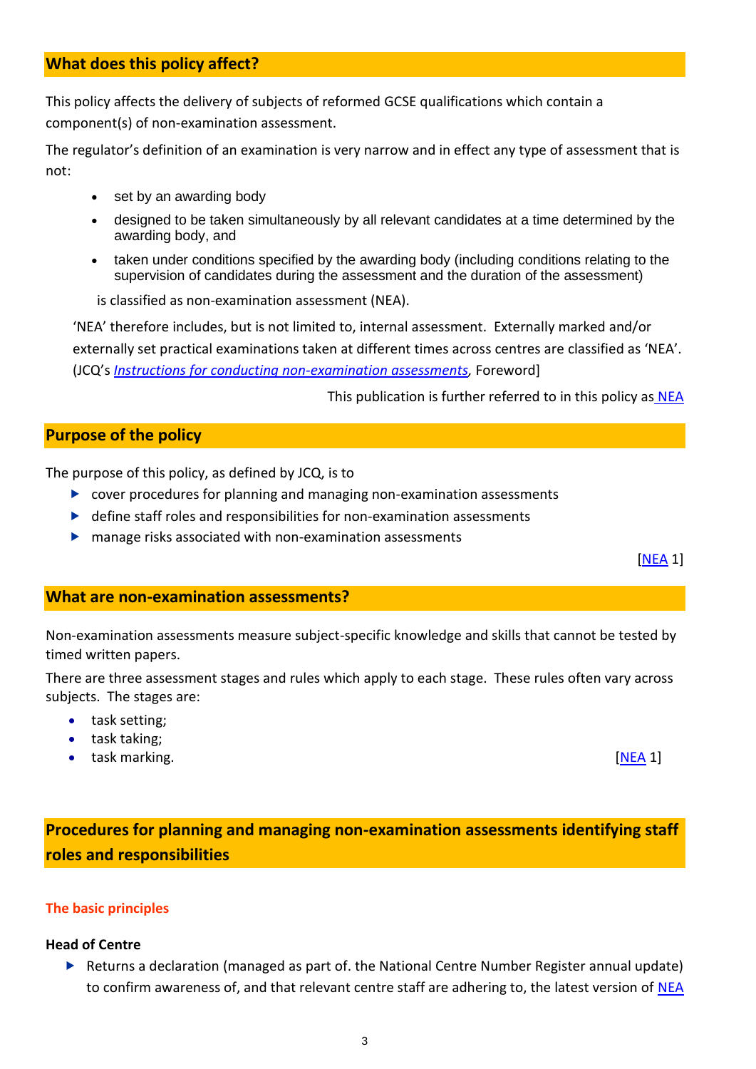## What does this policy affect?

This policy affects the delivery of subjects of reformed GCSE qualifications which contain a component(s) of non-examination assessment.

The regulator's definition of an examination is very narrow and in effect any type of assessment that is not:

- set by an awarding body
- designed to be taken simultaneously by all relevant candidates at a time determined by the awarding body, and
- taken under conditions specified by the awarding body (including conditions relating to the supervision of candidates during the assessment and the duration of the assessment)

is classified as non-examination assessment (NEA).

'NEA' therefore includes, but is not limited to, internal assessment. Externally marked and/or externally set practical examinations taken at different times across centres are classified as 'NEA'. (JCQ's *Instructions for conducting non-examination assessments*, Foreword]

This publication is further referred to in this policy as NEA

## Purpose of the policy

The purpose of this policy, as defined by JCQ, is to

- cover procedures for planning and managing non-examination assessments
- define staff roles and responsibilities for non-examination assessments
- manage risks associated with non-examination assessments

[NEA 1]

## What are non-examination assessments?

Non-examination assessments measure subject-specific knowledge and skills that cannot be tested by timed written papers.

There are three assessment stages and rules which apply to each stage. These rules often vary across subjects. The stages are:

- task setting;
- task taking;
- task marking.

[NEA 1]

## Procedures for planning and managing non-examination assessments identifying staff roles and responsibilities

### The basic principles

**Head of Centre**

- Returns a declaration (managed as part of. the National Centre Number Register annual update) to confirm awareness of, and that relevant centre staff are adhering to, the latest version of NEA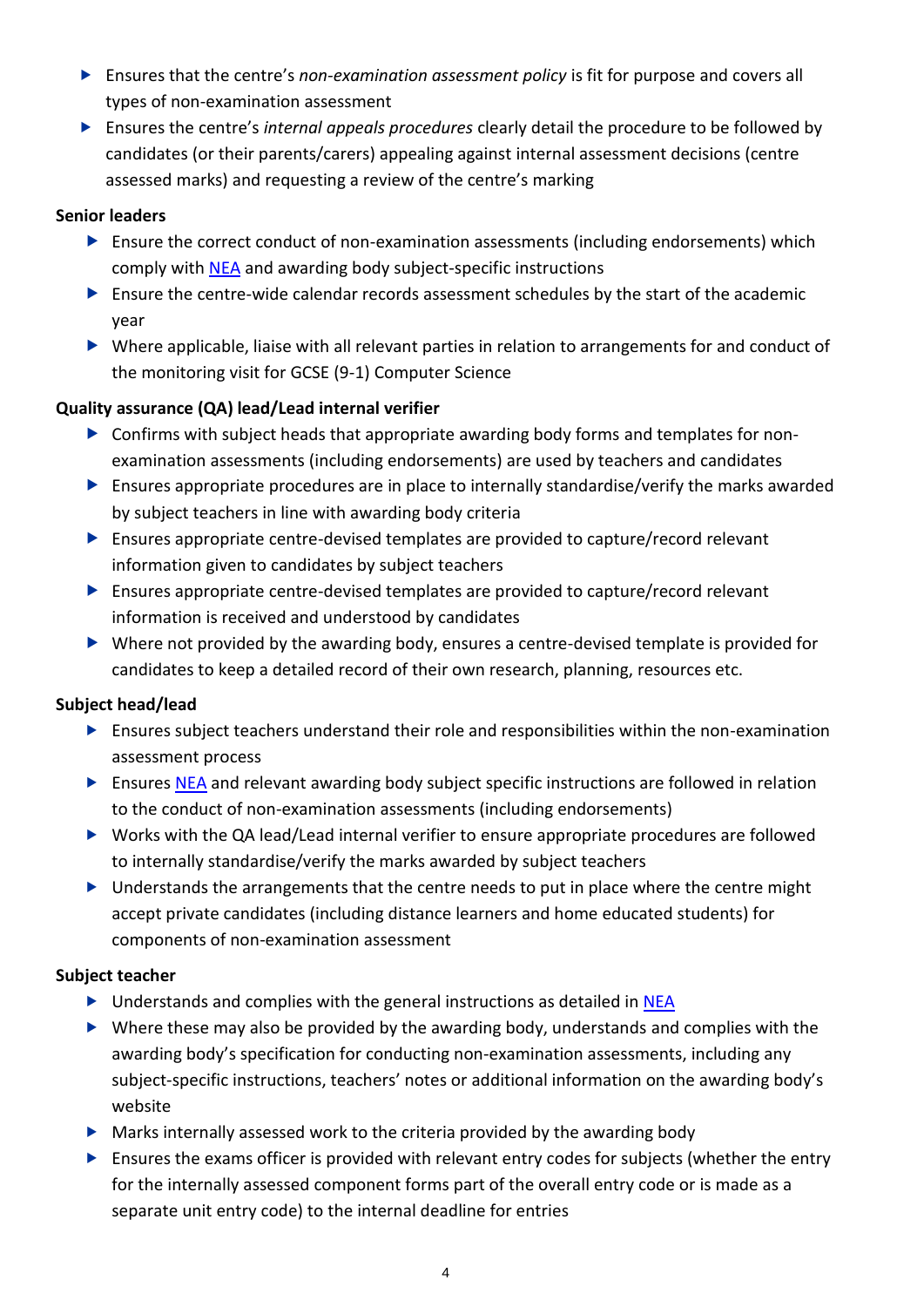- Ensures that the centre's *non-examination assessment policy* is fit for purpose and covers all types of non-examination assessment
- Ensures the centre's *internal appeals procedures* clearly detail the procedure to be followed by candidates (or their parents/carers) appealing against internal assessment decisions (centre assessed marks) and requesting a review of the centre's marking

**Senior leaders**

- Ensure the correct conduct of non-examination assessments (including endorsements) which comply with NEA and awarding body subject-specific instructions
- Ensure the centre-wide calendar records assessment schedules by the start of the academic year
- Where applicable, liaise with all relevant parties in relation to arrangements for and conduct of the monitoring visit for GCSE (9-1) Computer Science

**Quality assurance (QA) lead/Lead internal verifier**

- Confirms with subject heads that appropriate awarding body forms and templates for non-examination assessments (including endorsements) are used by teachers and candidates
- Ensures appropriate procedures are in place to internally standardise/verify the marks awarded by subject teachers in line with awarding body criteria
- Ensures appropriate centre-devised templates are provided to capture/record relevant information given to candidates by subject teachers
- Ensures appropriate centre-devised templates are provided to capture/record relevant information is received and understood by candidates
- Where not provided by the awarding body, ensures a centre-devised template is provided for candidates to keep a detailed record of their own research, planning, resources etc.

**Subject head/lead**

- Ensures subject teachers understand their role and responsibilities within the non-examination assessment process
- Ensures NEA and relevant awarding body subject specific instructions are followed in relation to the conduct of non-examination assessments (including endorsements)
- Works with the QA lead/Lead internal verifier to ensure appropriate procedures are followed to internally standardise/verify the marks awarded by subject teachers
- Understands the arrangements that the centre needs to put in place where the centre might accept private candidates (including distance learners and home educated students) for components of non-examination assessment

**Subject teacher**

- Understands and complies with the general instructions as detailed in NEA
- Where these may also be provided by the awarding body, understands and complies with the awarding body's specification for conducting non-examination assessments, including any subject-specific instructions, teachers' notes or additional information on the awarding body's website
- Marks internally assessed work to the criteria provided by the awarding body
- Ensures the exams officer is provided with relevant entry codes for subjects (whether the entry for the internally assessed component forms part of the overall entry code or is made as a separate unit entry code) to the internal deadline for entries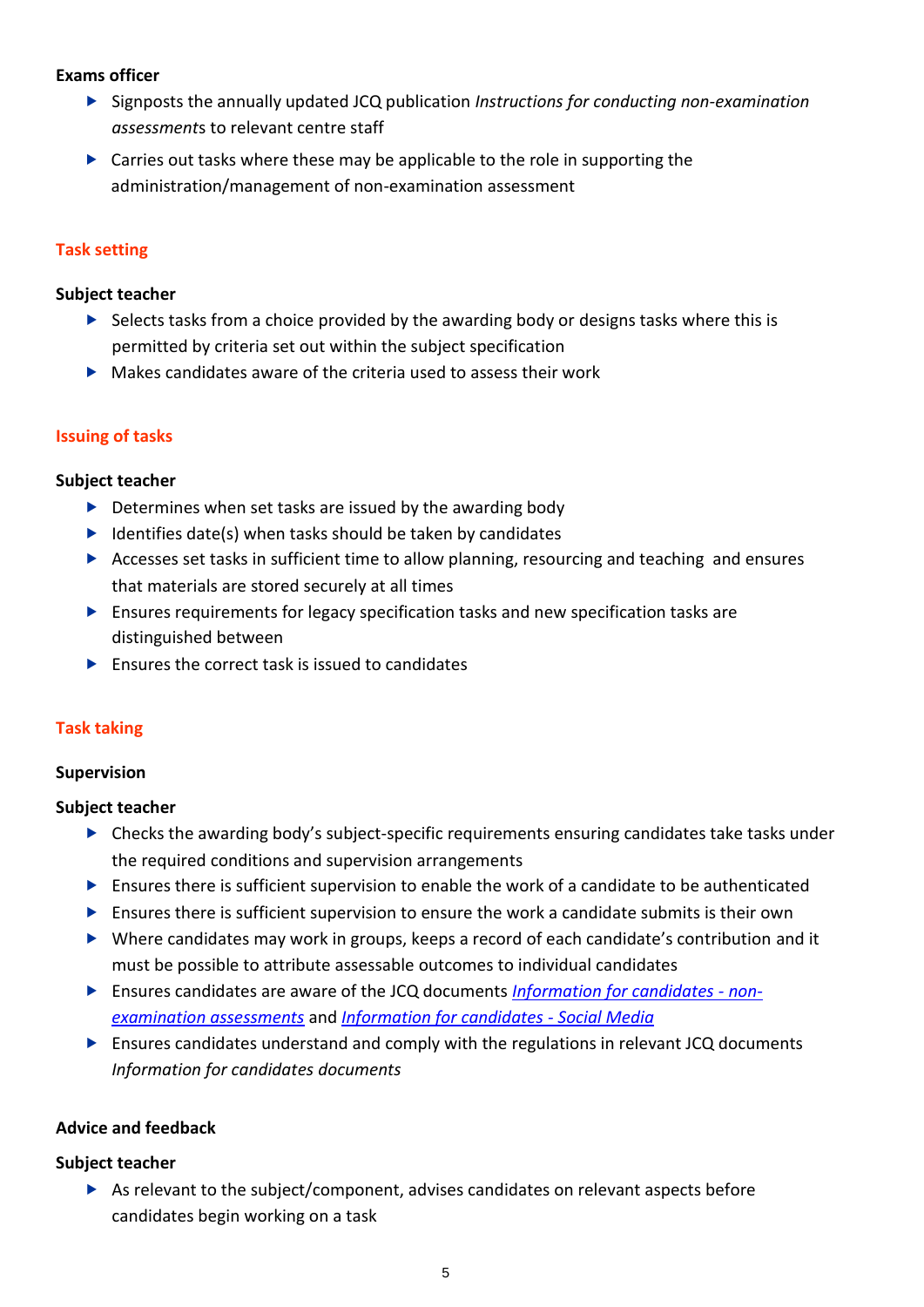**Exams officer**

- Signposts the annually updated JCQ publication *Instructions for conducting non-examination assessments* to relevant centre staff
- Carries out tasks where these may be applicable to the role in supporting the administration/management of non-examination assessment

## Task setting

**Subject teacher**

- Selects tasks from a choice provided by the awarding body or designs tasks where this is permitted by criteria set out within the subject specification
- Makes candidates aware of the criteria used to assess their work

## Issuing of tasks

**Subject teacher**

- Determines when set tasks are issued by the awarding body
- Identifies date(s) when tasks should be taken by candidates
- Accesses set tasks in sufficient time to allow planning, resourcing and teaching and ensures that materials are stored securely at all times
- Ensures requirements for legacy specification tasks and new specification tasks are distinguished between
- Ensures the correct task is issued to candidates

## Task taking

**Supervision**

**Subject teacher**

- Checks the awarding body's subject-specific requirements ensuring candidates take tasks under the required conditions and supervision arrangements
- Ensures there is sufficient supervision to enable the work of a candidate to be authenticated
- Ensures there is sufficient supervision to ensure the work a candidate submits is their own
- Where candidates may work in groups, keeps a record of each candidate's contribution and it must be possible to attribute assessable outcomes to individual candidates
- Ensures candidates are aware of the JCQ documents *Information for candidates - non-examination assessments* and *Information for candidates - Social Media*
- Ensures candidates understand and comply with the regulations in relevant JCQ documents *Information for candidates documents*

**Advice and feedback**

**Subject teacher**

- As relevant to the subject/component, advises candidates on relevant aspects before candidates begin working on a task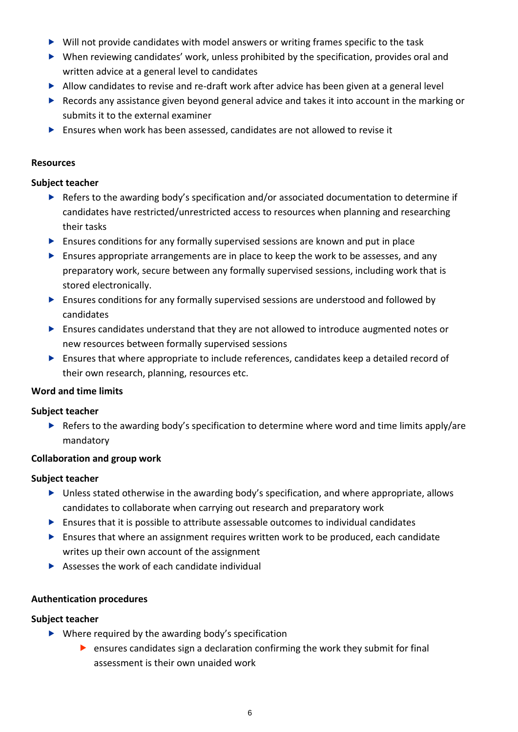- Will not provide candidates with model answers or writing frames specific to the task
- When reviewing candidates' work, unless prohibited by the specification, provides oral and written advice at a general level to candidates
- Allow candidates to revise and re-draft work after advice has been given at a general level
- Records any assistance given beyond general advice and takes it into account in the marking or submits it to the external examiner
- Ensures when work has been assessed, candidates are not allowed to revise it

**Resources**

**Subject teacher**

- Refers to the awarding body's specification and/or associated documentation to determine if candidates have restricted/unrestricted access to resources when planning and researching their tasks
- Ensures conditions for any formally supervised sessions are known and put in place
- Ensures appropriate arrangements are in place to keep the work to be asseses, and any preparatory work, secure between any formally supervised sessions, including work that is stored electronically.
- Ensures conditions for any formally supervised sessions are understood and followed by candidates
- Ensures candidates understand that they are not allowed to introduce augmented notes or new resources between formally supervised sessions
- Ensures that where appropriate to include references, candidates keep a detailed record of their own research, planning, resources etc.

**Word and time limits**

**Subject teacher**

- Refers to the awarding body's specification to determine where word and time limits apply/are mandatory

**Collaboration and group work**

**Subject teacher**

- Unless stated otherwise in the awarding body's specification, and where appropriate, allows candidates to collaborate when carrying out research and preparatory work
- Ensures that it is possible to attribute assessable outcomes to individual candidates
- Ensures that where an assignment requires written work to be produced, each candidate writes up their own account of the assignment
- Assesses the work of each candidate individual

**Authentication procedures**

**Subject teacher**

- Where required by the awarding body's specification
    - ensures candidates sign a declaration confirming the work they submit for final assessment is their own unaided work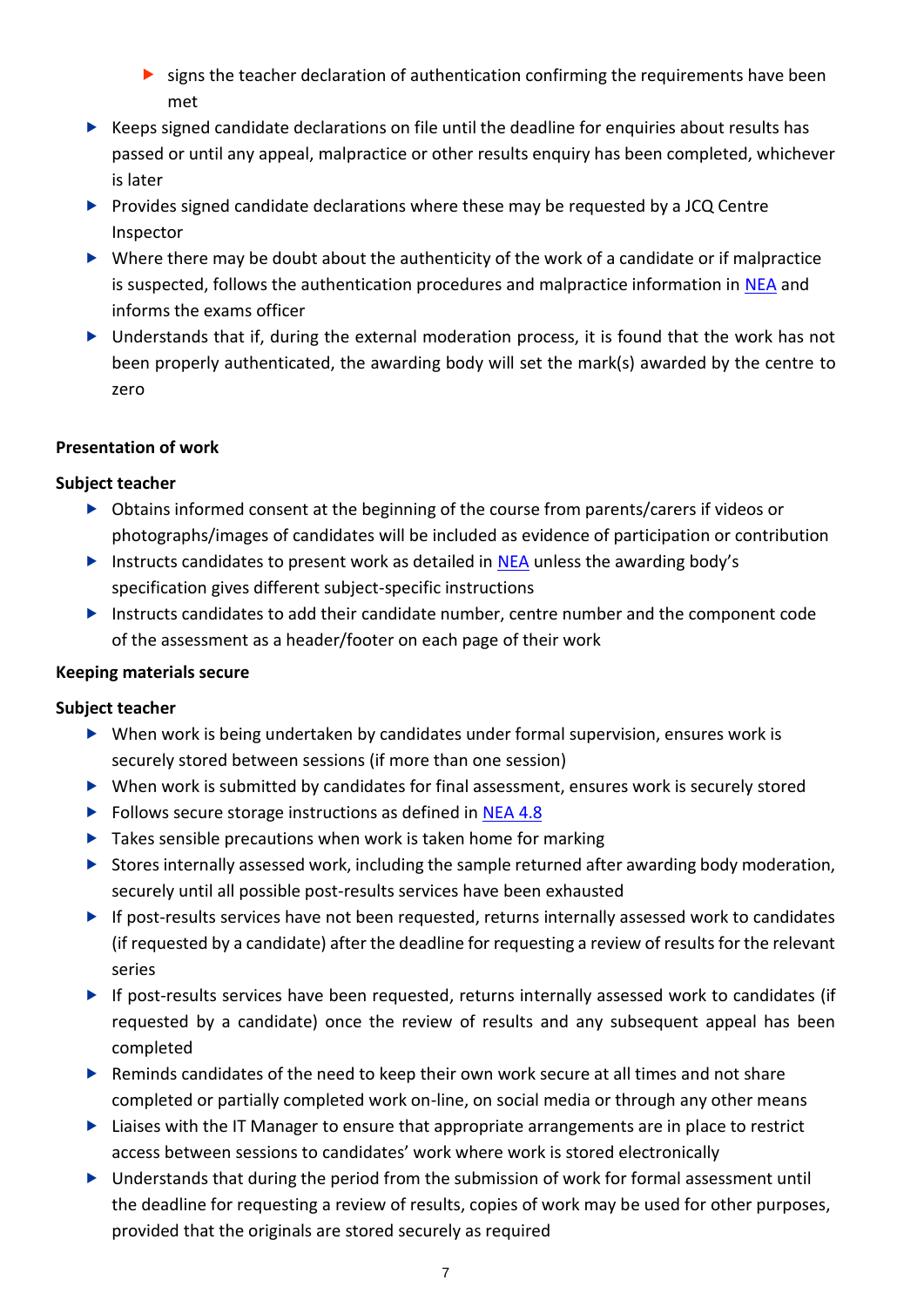- signs the teacher declaration of authentication confirming the requirements have been met

- Keeps signed candidate declarations on file until the deadline for enquiries about results has passed or until any appeal, malpractice or other results enquiry has been completed, whichever is later
- Provides signed candidate declarations where these may be requested by a JCQ Centre Inspector
- Where there may be doubt about the authenticity of the work of a candidate or if malpractice is suspected, follows the authentication procedures and malpractice information in NEA and informs the exams officer
- Understands that if, during the external moderation process, it is found that the work has not been properly authenticated, the awarding body will set the mark(s) awarded by the centre to zero

**Presentation of work**

**Subject teacher**

- Obtains informed consent at the beginning of the course from parents/carers if videos or photographs/images of candidates will be included as evidence of participation or contribution
- Instructs candidates to present work as detailed in NEA unless the awarding body's specification gives different subject-specific instructions
- Instructs candidates to add their candidate number, centre number and the component code of the assessment as a header/footer on each page of their work

**Keeping materials secure**

**Subject teacher**

- When work is being undertaken by candidates under formal supervision, ensures work is securely stored between sessions (if more than one session)
- When work is submitted by candidates for final assessment, ensures work is securely stored
- Follows secure storage instructions as defined in NEA 4.8
- Takes sensible precautions when work is taken home for marking
- Stores internally assessed work, including the sample returned after awarding body moderation, securely until all possible post-results services have been exhausted
- If post-results services have not been requested, returns internally assessed work to candidates (if requested by a candidate) after the deadline for requesting a review of results for the relevant series
- If post-results services have been requested, returns internally assessed work to candidates (if requested by a candidate) once the review of results and any subsequent appeal has been completed
- Reminds candidates of the need to keep their own work secure at all times and not share completed or partially completed work on-line, on social media or through any other means
- Liaises with the IT Manager to ensure that appropriate arrangements are in place to restrict access between sessions to candidates' work where work is stored electronically
- Understands that during the period from the submission of work for formal assessment until the deadline for requesting a review of results, copies of work may be used for other purposes, provided that the originals are stored securely as required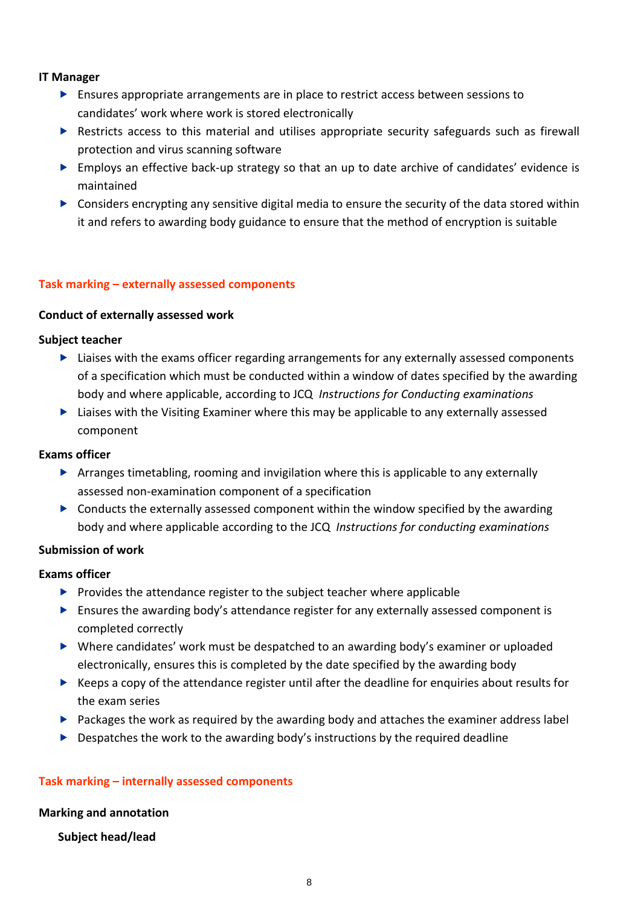**IT Manager**

- Ensures appropriate arrangements are in place to restrict access between sessions to candidates' work where work is stored electronically
- Restricts access to this material and utilises appropriate security safeguards such as firewall protection and virus scanning software
- Employs an effective back-up strategy so that an up to date archive of candidates' evidence is maintained
- Considers encrypting any sensitive digital media to ensure the security of the data stored within it and refers to awarding body guidance to ensure that the method of encryption is suitable

## Task marking – externally assessed components

**Conduct of externally assessed work**

**Subject teacher**

- Liaises with the exams officer regarding arrangements for any externally assessed components of a specification which must be conducted within a window of dates specified by the awarding body and where applicable, according to JCQ *Instructions for Conducting examinations*
- Liaises with the Visiting Examiner where this may be applicable to any externally assessed component

**Exams officer**

- Arranges timetabling, rooming and invigilation where this is applicable to any externally assessed non-examination component of a specification
- Conducts the externally assessed component within the window specified by the awarding body and where applicable according to the JCQ *Instructions for conducting examinations*

**Submission of work**

**Exams officer**

- Provides the attendance register to the subject teacher where applicable
- Ensures the awarding body's attendance register for any externally assessed component is completed correctly
- Where candidates' work must be despatched to an awarding body's examiner or uploaded electronically, ensures this is completed by the date specified by the awarding body
- Keeps a copy of the attendance register until after the deadline for enquiries about results for the exam series
- Packages the work as required by the awarding body and attaches the examiner address label
- Despatches the work to the awarding body's instructions by the required deadline

## Task marking – internally assessed components

**Marking and annotation**

**Subject head/lead**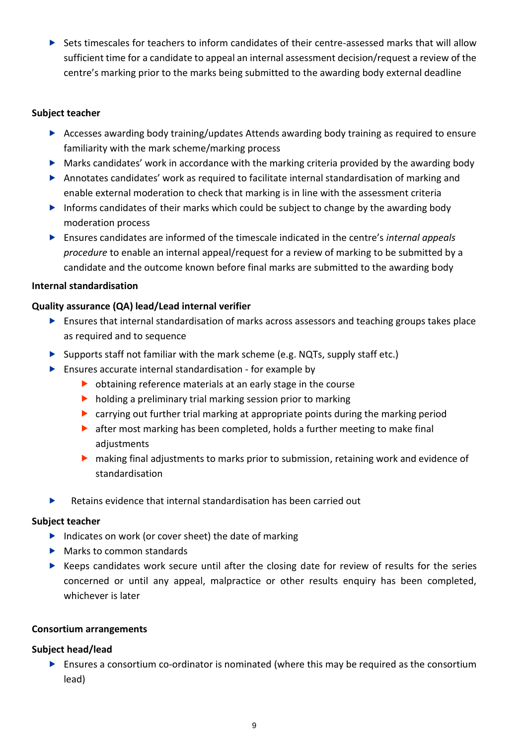- Sets timescales for teachers to inform candidates of their centre-assessed marks that will allow sufficient time for a candidate to appeal an internal assessment decision/request a review of the centre's marking prior to the marks being submitted to the awarding body external deadline

**Subject teacher**

- Accesses awarding body training/updates Attends awarding body training as required to ensure familiarity with the mark scheme/marking process
- Marks candidates' work in accordance with the marking criteria provided by the awarding body
- Annotates candidates' work as required to facilitate internal standardisation of marking and enable external moderation to check that marking is in line with the assessment criteria
- Informs candidates of their marks which could be subject to change by the awarding body moderation process
- Ensures candidates are informed of the timescale indicated in the centre's *internal appeals procedure* to enable an internal appeal/request for a review of marking to be submitted by a candidate and the outcome known before final marks are submitted to the awarding body

**Internal standardisation**

**Quality assurance (QA) lead/Lead internal verifier**

- Ensures that internal standardisation of marks across assessors and teaching groups takes place as required and to sequence
- Supports staff not familiar with the mark scheme (e.g. NQTs, supply staff etc.)
- Ensures accurate internal standardisation - for example by
  - obtaining reference materials at an early stage in the course
  - holding a preliminary trial marking session prior to marking
  - carrying out further trial marking at appropriate points during the marking period
  - after most marking has been completed, holds a further meeting to make final adjustments
  - making final adjustments to marks prior to submission, retaining work and evidence of standardisation
- Retains evidence that internal standardisation has been carried out

**Subject teacher**

- Indicates on work (or cover sheet) the date of marking
- Marks to common standards
- Keeps candidates work secure until after the closing date for review of results for the series concerned or until any appeal, malpractice or other results enquiry has been completed, whichever is later

**Consortium arrangements**

**Subject head/lead**

- Ensures a consortium co-ordinator is nominated (where this may be required as the consortium lead)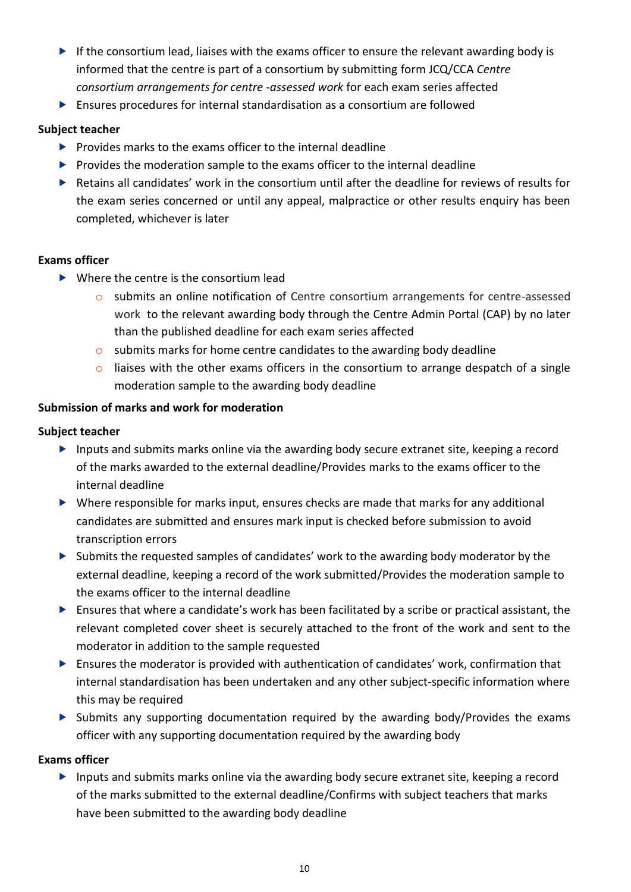- If the consortium lead, liaises with the exams officer to ensure the relevant awarding body is informed that the centre is part of a consortium by submitting form JCQ/CCA *Centre consortium arrangements for centre -assessed work* for each exam series affected
- Ensures procedures for internal standardisation as a consortium are followed

**Subject teacher**

- Provides marks to the exams officer to the internal deadline
- Provides the moderation sample to the exams officer to the internal deadline
- Retains all candidates' work in the consortium until after the deadline for reviews of results for the exam series concerned or until any appeal, malpractice or other results enquiry has been completed, whichever is later

**Exams officer**

- Where the centre is the consortium lead
    - submits an online notification of Centre consortium arrangements for centre-assessed work to the relevant awarding body through the Centre Admin Portal (CAP) by no later than the published deadline for each exam series affected
    - submits marks for home centre candidates to the awarding body deadline
    - liaises with the other exams officers in the consortium to arrange despatch of a single moderation sample to the awarding body deadline

**Submission of marks and work for moderation**

**Subject teacher**

- Inputs and submits marks online via the awarding body secure extranet site, keeping a record of the marks awarded to the external deadline/Provides marks to the exams officer to the internal deadline
- Where responsible for marks input, ensures checks are made that marks for any additional candidates are submitted and ensures mark input is checked before submission to avoid transcription errors
- Submits the requested samples of candidates' work to the awarding body moderator by the external deadline, keeping a record of the work submitted/Provides the moderation sample to the exams officer to the internal deadline
- Ensures that where a candidate's work has been facilitated by a scribe or practical assistant, the relevant completed cover sheet is securely attached to the front of the work and sent to the moderator in addition to the sample requested
- Ensures the moderator is provided with authentication of candidates' work, confirmation that internal standardisation has been undertaken and any other subject-specific information where this may be required
- Submits any supporting documentation required by the awarding body/Provides the exams officer with any supporting documentation required by the awarding body

**Exams officer**

- Inputs and submits marks online via the awarding body secure extranet site, keeping a record of the marks submitted to the external deadline/Confirms with subject teachers that marks have been submitted to the awarding body deadline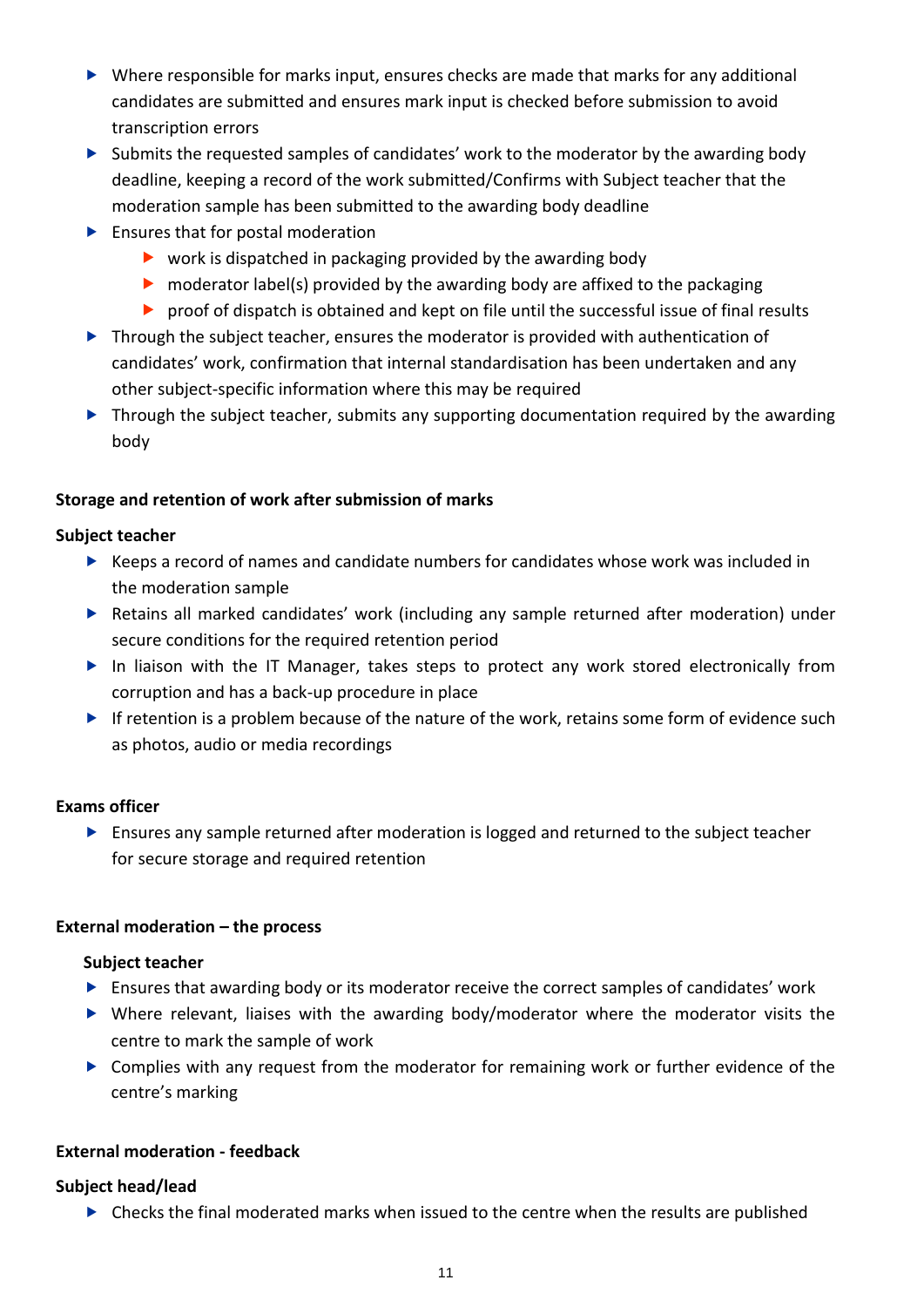- Where responsible for marks input, ensures checks are made that marks for any additional candidates are submitted and ensures mark input is checked before submission to avoid transcription errors
- Submits the requested samples of candidates' work to the moderator by the awarding body deadline, keeping a record of the work submitted/Confirms with Subject teacher that the moderation sample has been submitted to the awarding body deadline
- Ensures that for postal moderation
  - work is dispatched in packaging provided by the awarding body
  - moderator label(s) provided by the awarding body are affixed to the packaging
  - proof of dispatch is obtained and kept on file until the successful issue of final results
- Through the subject teacher, ensures the moderator is provided with authentication of candidates' work, confirmation that internal standardisation has been undertaken and any other subject-specific information where this may be required
- Through the subject teacher, submits any supporting documentation required by the awarding body

**Storage and retention of work after submission of marks**

**Subject teacher**

- Keeps a record of names and candidate numbers for candidates whose work was included in the moderation sample
- Retains all marked candidates' work (including any sample returned after moderation) under secure conditions for the required retention period
- In liaison with the IT Manager, takes steps to protect any work stored electronically from corruption and has a back-up procedure in place
- If retention is a problem because of the nature of the work, retains some form of evidence such as photos, audio or media recordings

**Exams officer**

- Ensures any sample returned after moderation is logged and returned to the subject teacher for secure storage and required retention

**External moderation – the process**

**Subject teacher**

- Ensures that awarding body or its moderator receive the correct samples of candidates' work
- Where relevant, liaises with the awarding body/moderator where the moderator visits the centre to mark the sample of work
- Complies with any request from the moderator for remaining work or further evidence of the centre's marking

**External moderation - feedback**

**Subject head/lead**

- Checks the final moderated marks when issued to the centre when the results are published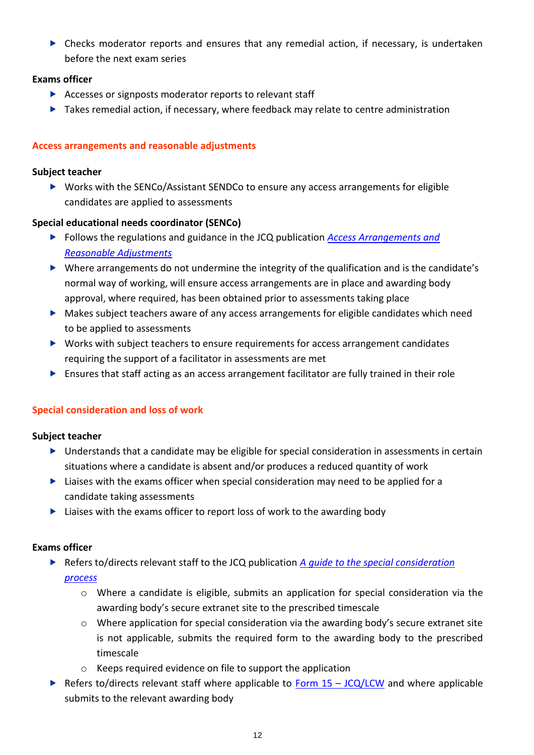- Checks moderator reports and ensures that any remedial action, if necessary, is undertaken before the next exam series

**Exams officer**

- Accesses or signposts moderator reports to relevant staff
- Takes remedial action, if necessary, where feedback may relate to centre administration

## Access arrangements and reasonable adjustments

**Subject teacher**

- Works with the SENCo/Assistant SENDCo to ensure any access arrangements for eligible candidates are applied to assessments

**Special educational needs coordinator (SENCo)**

- Follows the regulations and guidance in the JCQ publication *Access Arrangements and Reasonable Adjustments*
- Where arrangements do not undermine the integrity of the qualification and is the candidate's normal way of working, will ensure access arrangements are in place and awarding body approval, where required, has been obtained prior to assessments taking place
- Makes subject teachers aware of any access arrangements for eligible candidates which need to be applied to assessments
- Works with subject teachers to ensure requirements for access arrangement candidates requiring the support of a facilitator in assessments are met
- Ensures that staff acting as an access arrangement facilitator are fully trained in their role

## Special consideration and loss of work

**Subject teacher**

- Understands that a candidate may be eligible for special consideration in assessments in certain situations where a candidate is absent and/or produces a reduced quantity of work
- Liaises with the exams officer when special consideration may need to be applied for a candidate taking assessments
- Liaises with the exams officer to report loss of work to the awarding body

**Exams officer**

- Refers to/directs relevant staff to the JCQ publication *A guide to the special consideration process*
  - Where a candidate is eligible, submits an application for special consideration via the awarding body's secure extranet site to the prescribed timescale
  - Where application for special consideration via the awarding body's secure extranet site is not applicable, submits the required form to the awarding body to the prescribed timescale
  - Keeps required evidence on file to support the application
- Refers to/directs relevant staff where applicable to Form 15 – JCQ/LCW and where applicable submits to the relevant awarding body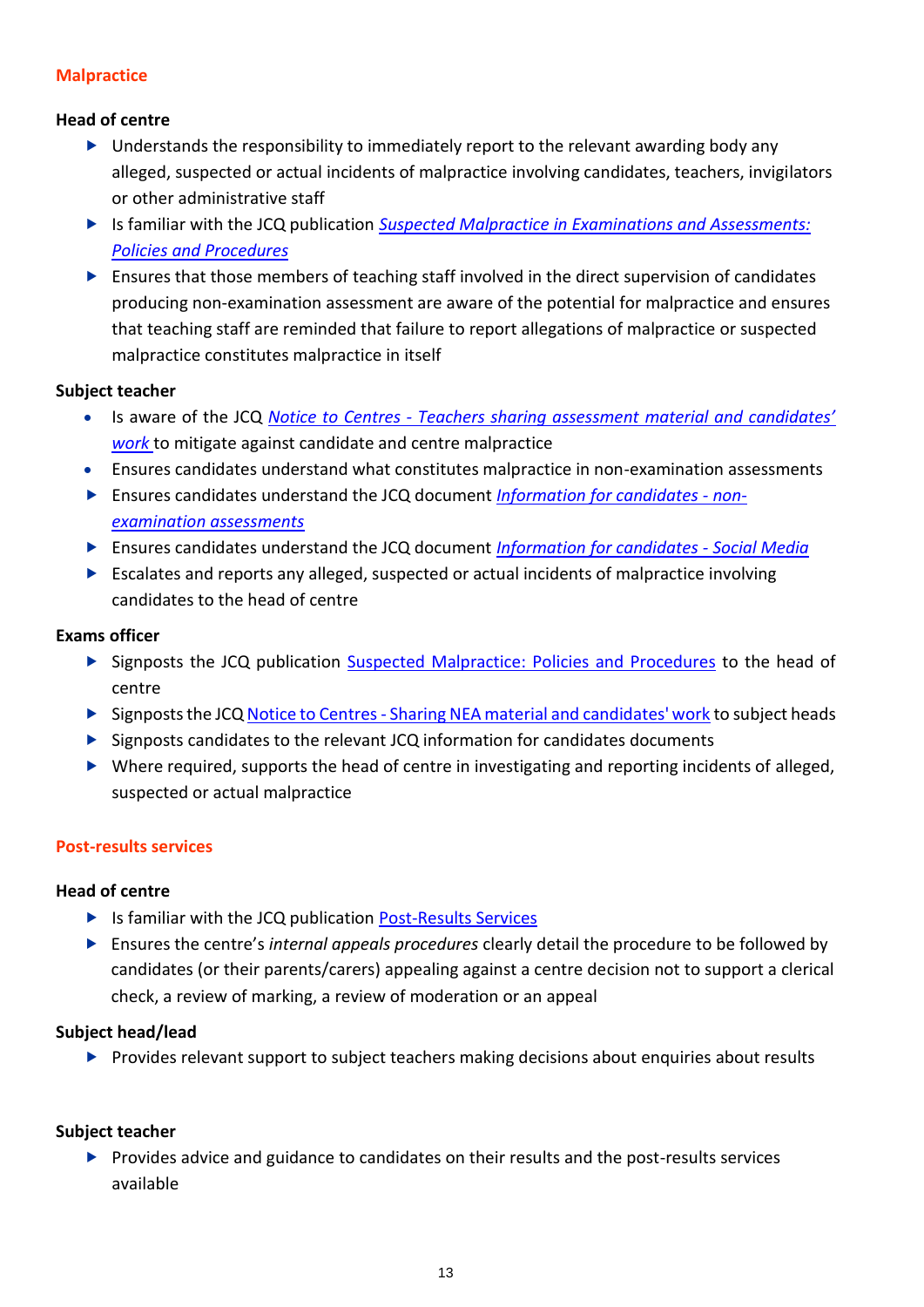## Malpractice

### Head of centre

- Understands the responsibility to immediately report to the relevant awarding body any alleged, suspected or actual incidents of malpractice involving candidates, teachers, invigilators or other administrative staff
- Is familiar with the JCQ publication [*Suspected Malpractice in Examinations and Assessments: Policies and Procedures*]()
- Ensures that those members of teaching staff involved in the direct supervision of candidates producing non-examination assessment are aware of the potential for malpractice and ensures that teaching staff are reminded that failure to report allegations of malpractice or suspected malpractice constitutes malpractice in itself

### Subject teacher

- Is aware of the JCQ [*Notice to Centres - Teachers sharing assessment material and candidates' work*]() to mitigate against candidate and centre malpractice
- Ensures candidates understand what constitutes malpractice in non-examination assessments
- Ensures candidates understand the JCQ document [*Information for candidates - non-examination assessments*]()
- Ensures candidates understand the JCQ document [*Information for candidates - Social Media*]()
- Escalates and reports any alleged, suspected or actual incidents of malpractice involving candidates to the head of centre

### Exams officer

- Signposts the JCQ publication [Suspected Malpractice: Policies and Procedures]() to the head of centre
- Signposts the JCQ [Notice to Centres - Sharing NEA material and candidates' work]() to subject heads
- Signposts candidates to the relevant JCQ information for candidates documents
- Where required, supports the head of centre in investigating and reporting incidents of alleged, suspected or actual malpractice

## Post-results services

### Head of centre

- Is familiar with the JCQ publication [Post-Results Services]()
- Ensures the centre's *internal appeals procedures* clearly detail the procedure to be followed by candidates (or their parents/carers) appealing against a centre decision not to support a clerical check, a review of marking, a review of moderation or an appeal

### Subject head/lead

- Provides relevant support to subject teachers making decisions about enquiries about results

### Subject teacher

- Provides advice and guidance to candidates on their results and the post-results services available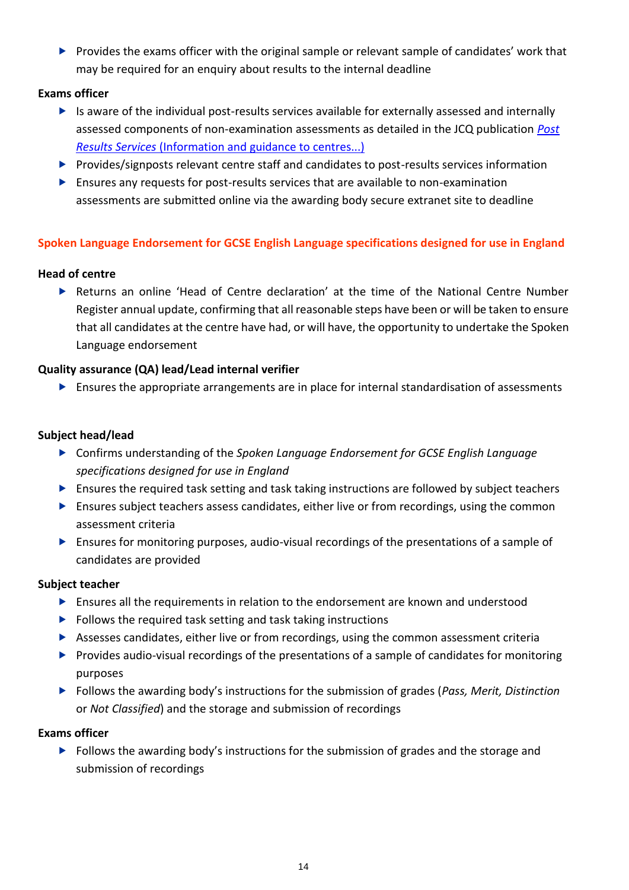- Provides the exams officer with the original sample or relevant sample of candidates' work that may be required for an enquiry about results to the internal deadline

**Exams officer**

- Is aware of the individual post-results services available for externally assessed and internally assessed components of non-examination assessments as detailed in the JCQ publication [*Post Results Services* (Information and guidance to centres...)]
- Provides/signposts relevant centre staff and candidates to post-results services information
- Ensures any requests for post-results services that are available to non-examination assessments are submitted online via the awarding body secure extranet site to deadline

## Spoken Language Endorsement for GCSE English Language specifications designed for use in England

**Head of centre**

- Returns an online 'Head of Centre declaration' at the time of the National Centre Number Register annual update, confirming that all reasonable steps have been or will be taken to ensure that all candidates at the centre have had, or will have, the opportunity to undertake the Spoken Language endorsement

**Quality assurance (QA) lead/Lead internal verifier**

- Ensures the appropriate arrangements are in place for internal standardisation of assessments

**Subject head/lead**

- Confirms understanding of the *Spoken Language Endorsement for GCSE English Language specifications designed for use in England*
- Ensures the required task setting and task taking instructions are followed by subject teachers
- Ensures subject teachers assess candidates, either live or from recordings, using the common assessment criteria
- Ensures for monitoring purposes, audio-visual recordings of the presentations of a sample of candidates are provided

**Subject teacher**

- Ensures all the requirements in relation to the endorsement are known and understood
- Follows the required task setting and task taking instructions
- Assesses candidates, either live or from recordings, using the common assessment criteria
- Provides audio-visual recordings of the presentations of a sample of candidates for monitoring purposes
- Follows the awarding body's instructions for the submission of grades (*Pass, Merit, Distinction* or *Not Classified*) and the storage and submission of recordings

**Exams officer**

- Follows the awarding body's instructions for the submission of grades and the storage and submission of recordings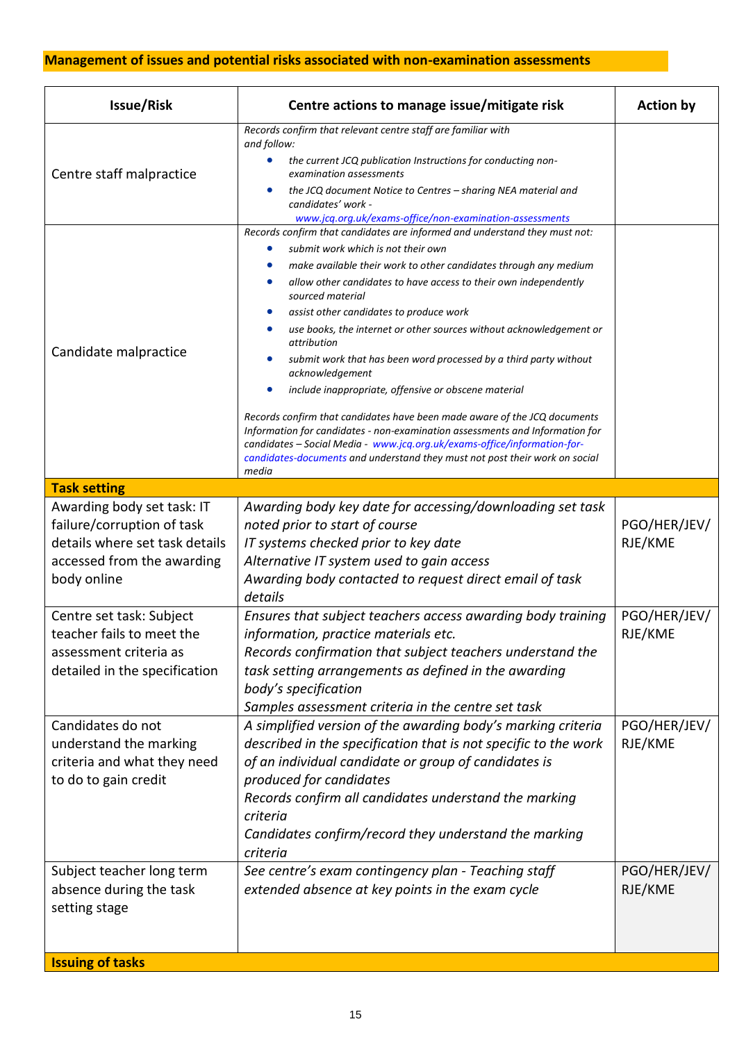**Management of issues and potential risks associated with non-examination assessments**

| Issue/Risk | Centre actions to manage issue/mitigate risk | Action by |
|---|---|---|
| Centre staff malpractice | *Records confirm that relevant centre staff are familiar with and follow:*<br>• *the current JCQ publication Instructions for conducting non-examination assessments*<br>• *the JCQ document Notice to Centres – sharing NEA material and candidates' work - www.jcq.org.uk/exams-office/non-examination-assessments* | |
| Candidate malpractice | *Records confirm that candidates are informed and understand they must not:*<br>• *submit work which is not their own*<br>• *make available their work to other candidates through any medium*<br>• *allow other candidates to have access to their own independently sourced material*<br>• *assist other candidates to produce work*<br>• *use books, the internet or other sources without acknowledgement or attribution*<br>• *submit work that has been word processed by a third party without acknowledgement*<br>• *include inappropriate, offensive or obscene material*<br><br>*Records confirm that candidates have been made aware of the JCQ documents Information for candidates - non-examination assessments and Information for candidates – Social Media - www.jcq.org.uk/exams-office/information-for-candidates-documents and understand they must not post their work on social media* | |
| **Task setting** | | |
| Awarding body set task: IT failure/corruption of task details where set task details accessed from the awarding body online | *Awarding body key date for accessing/downloading set task noted prior to start of course*<br>*IT systems checked prior to key date*<br>*Alternative IT system used to gain access*<br>*Awarding body contacted to request direct email of task details* | PGO/HER/JEV/RJE/KME |
| Centre set task: Subject teacher fails to meet the assessment criteria as detailed in the specification | *Ensures that subject teachers access awarding body training information, practice materials etc.*<br>*Records confirmation that subject teachers understand the task setting arrangements as defined in the awarding body's specification*<br>*Samples assessment criteria in the centre set task* | PGO/HER/JEV/RJE/KME |
| Candidates do not understand the marking criteria and what they need to do to gain credit | *A simplified version of the awarding body's marking criteria described in the specification that is not specific to the work of an individual candidate or group of candidates is produced for candidates*<br>*Records confirm all candidates understand the marking criteria*<br>*Candidates confirm/record they understand the marking criteria* | PGO/HER/JEV/RJE/KME |
| Subject teacher long term absence during the task setting stage | *See centre's exam contingency plan - Teaching staff extended absence at key points in the exam cycle* | PGO/HER/JEV/RJE/KME |
| **Issuing of tasks** | | |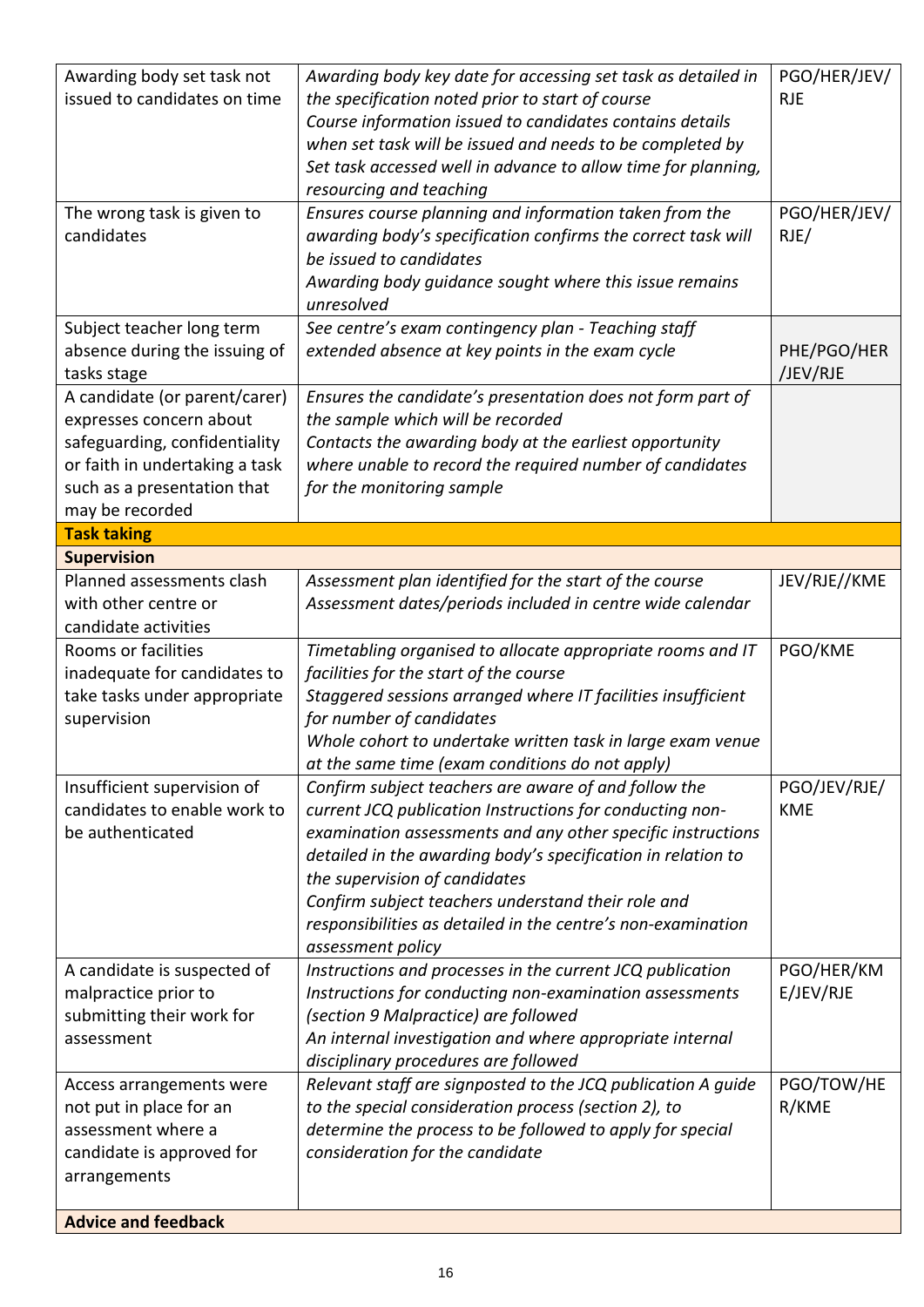| | | |
|---|---|---|
| Awarding body set task not issued to candidates on time | *Awarding body key date for accessing set task as detailed in the specification noted prior to start of course*<br>*Course information issued to candidates contains details when set task will be issued and needs to be completed by*<br>*Set task accessed well in advance to allow time for planning, resourcing and teaching* | PGO/HER/JEV/RJE |
| The wrong task is given to candidates | *Ensures course planning and information taken from the awarding body's specification confirms the correct task will be issued to candidates*<br>*Awarding body guidance sought where this issue remains unresolved* | PGO/HER/JEV/RJE/ |
| Subject teacher long term absence during the issuing of tasks stage | *See centre's exam contingency plan - Teaching staff extended absence at key points in the exam cycle* | PHE/PGO/HER/JEV/RJE |
| A candidate (or parent/carer) expresses concern about safeguarding, confidentiality or faith in undertaking a task such as a presentation that may be recorded | *Ensures the candidate's presentation does not form part of the sample which will be recorded*<br>*Contacts the awarding body at the earliest opportunity where unable to record the required number of candidates for the monitoring sample* | |
| **Task taking** | | |
| **Supervision** | | |
| Planned assessments clash with other centre or candidate activities | *Assessment plan identified for the start of the course*<br>*Assessment dates/periods included in centre wide calendar* | JEV/RJE//KME |
| Rooms or facilities inadequate for candidates to take tasks under appropriate supervision | *Timetabling organised to allocate appropriate rooms and IT facilities for the start of the course*<br>*Staggered sessions arranged where IT facilities insufficient for number of candidates*<br>*Whole cohort to undertake written task in large exam venue at the same time (exam conditions do not apply)* | PGO/KME |
| Insufficient supervision of candidates to enable work to be authenticated | *Confirm subject teachers are aware of and follow the current JCQ publication Instructions for conducting non-examination assessments and any other specific instructions detailed in the awarding body's specification in relation to the supervision of candidates*<br>*Confirm subject teachers understand their role and responsibilities as detailed in the centre's non-examination assessment policy* | PGO/JEV/RJE/KME |
| A candidate is suspected of malpractice prior to submitting their work for assessment | *Instructions and processes in the current JCQ publication Instructions for conducting non-examination assessments (section 9 Malpractice) are followed*<br>*An internal investigation and where appropriate internal disciplinary procedures are followed* | PGO/HER/KME/JEV/RJE |
| Access arrangements were not put in place for an assessment where a candidate is approved for arrangements | *Relevant staff are signposted to the JCQ publication A guide to the special consideration process (section 2), to determine the process to be followed to apply for special consideration for the candidate* | PGO/TOW/HER/KME |
| **Advice and feedback** | | |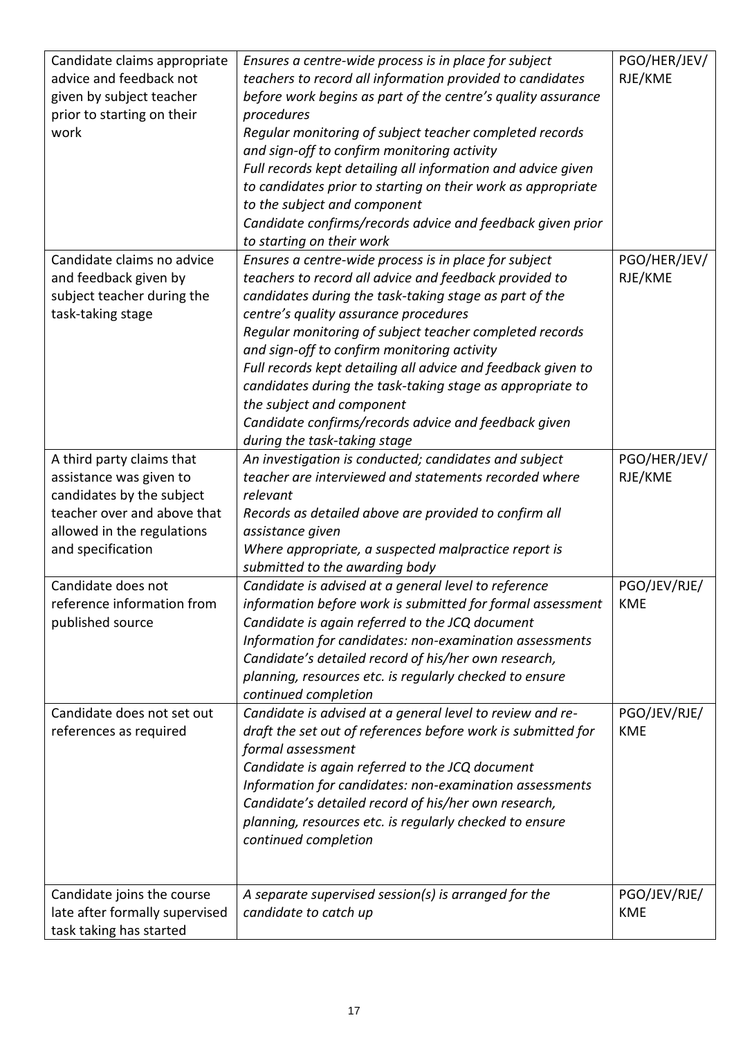| | | |
|---|---|---|
| Candidate claims appropriate advice and feedback not given by subject teacher prior to starting on their work | *Ensures a centre-wide process is in place for subject teachers to record all information provided to candidates before work begins as part of the centre's quality assurance procedures*<br>*Regular monitoring of subject teacher completed records and sign-off to confirm monitoring activity*<br>*Full records kept detailing all information and advice given to candidates prior to starting on their work as appropriate to the subject and component*<br>*Candidate confirms/records advice and feedback given prior to starting on their work* | PGO/HER/JEV/RJE/KME |
| Candidate claims no advice and feedback given by subject teacher during the task-taking stage | *Ensures a centre-wide process is in place for subject teachers to record all advice and feedback provided to candidates during the task-taking stage as part of the centre's quality assurance procedures*<br>*Regular monitoring of subject teacher completed records and sign-off to confirm monitoring activity*<br>*Full records kept detailing all advice and feedback given to candidates during the task-taking stage as appropriate to the subject and component*<br>*Candidate confirms/records advice and feedback given during the task-taking stage* | PGO/HER/JEV/RJE/KME |
| A third party claims that assistance was given to candidates by the subject teacher over and above that allowed in the regulations and specification | *An investigation is conducted; candidates and subject teacher are interviewed and statements recorded where relevant*<br>*Records as detailed above are provided to confirm all assistance given*<br>*Where appropriate, a suspected malpractice report is submitted to the awarding body* | PGO/HER/JEV/RJE/KME |
| Candidate does not reference information from published source | *Candidate is advised at a general level to reference information before work is submitted for formal assessment*<br>*Candidate is again referred to the JCQ document Information for candidates: non-examination assessments*<br>*Candidate's detailed record of his/her own research, planning, resources etc. is regularly checked to ensure continued completion* | PGO/JEV/RJE/KME |
| Candidate does not set out references as required | *Candidate is advised at a general level to review and re-draft the set out of references before work is submitted for formal assessment*<br>*Candidate is again referred to the JCQ document Information for candidates: non-examination assessments*<br>*Candidate's detailed record of his/her own research, planning, resources etc. is regularly checked to ensure continued completion* | PGO/JEV/RJE/KME |
| Candidate joins the course late after formally supervised task taking has started | *A separate supervised session(s) is arranged for the candidate to catch up* | PGO/JEV/RJE/KME |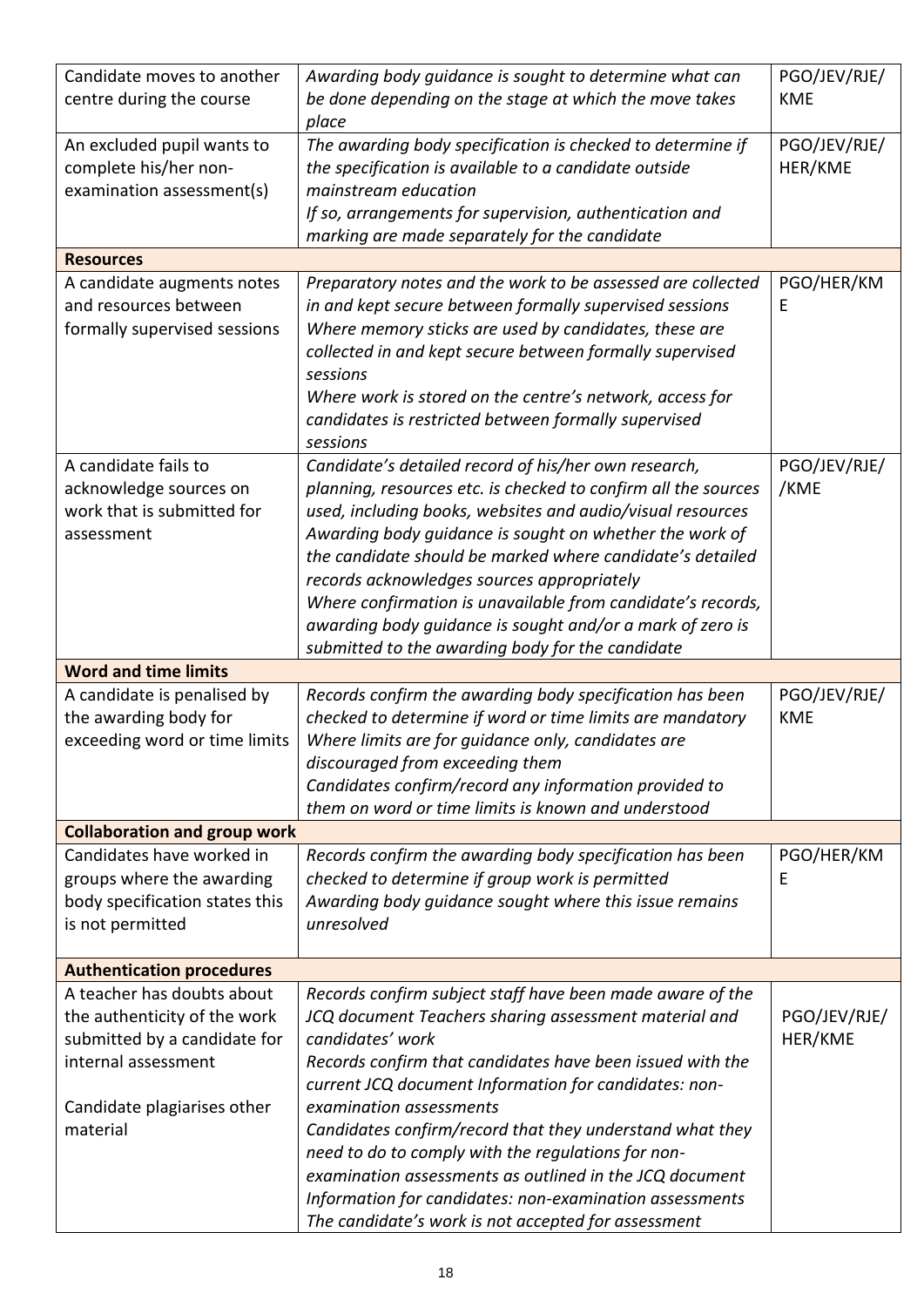| | | |
|---|---|---|
| Candidate moves to another centre during the course | *Awarding body guidance is sought to determine what can be done depending on the stage at which the move takes place* | PGO/JEV/RJE/KME |
| An excluded pupil wants to complete his/her non-examination assessment(s) | *The awarding body specification is checked to determine if the specification is available to a candidate outside mainstream education*<br>*If so, arrangements for supervision, authentication and marking are made separately for the candidate* | PGO/JEV/RJE/HER/KME |
| **Resources** | | |
| A candidate augments notes and resources between formally supervised sessions | *Preparatory notes and the work to be assessed are collected in and kept secure between formally supervised sessions*<br>*Where memory sticks are used by candidates, these are collected in and kept secure between formally supervised sessions*<br>*Where work is stored on the centre's network, access for candidates is restricted between formally supervised sessions* | PGO/HER/KME |
| A candidate fails to acknowledge sources on work that is submitted for assessment | *Candidate's detailed record of his/her own research, planning, resources etc. is checked to confirm all the sources used, including books, websites and audio/visual resources*<br>*Awarding body guidance is sought on whether the work of the candidate should be marked where candidate's detailed records acknowledges sources appropriately*<br>*Where confirmation is unavailable from candidate's records, awarding body guidance is sought and/or a mark of zero is submitted to the awarding body for the candidate* | PGO/JEV/RJE//KME |
| **Word and time limits** | | |
| A candidate is penalised by the awarding body for exceeding word or time limits | *Records confirm the awarding body specification has been checked to determine if word or time limits are mandatory*<br>*Where limits are for guidance only, candidates are discouraged from exceeding them*<br>*Candidates confirm/record any information provided to them on word or time limits is known and understood* | PGO/JEV/RJE/KME |
| **Collaboration and group work** | | |
| Candidates have worked in groups where the awarding body specification states this is not permitted | *Records confirm the awarding body specification has been checked to determine if group work is permitted*<br>*Awarding body guidance sought where this issue remains unresolved* | PGO/HER/KME |
| **Authentication procedures** | | |
| A teacher has doubts about the authenticity of the work submitted by a candidate for internal assessment<br><br>Candidate plagiarises other material | *Records confirm subject staff have been made aware of the JCQ document Teachers sharing assessment material and candidates' work*<br>*Records confirm that candidates have been issued with the current JCQ document Information for candidates: non-examination assessments*<br>*Candidates confirm/record that they understand what they need to do to comply with the regulations for non-examination assessments as outlined in the JCQ document Information for candidates: non-examination assessments*<br>*The candidate's work is not accepted for assessment* | PGO/JEV/RJE/HER/KME |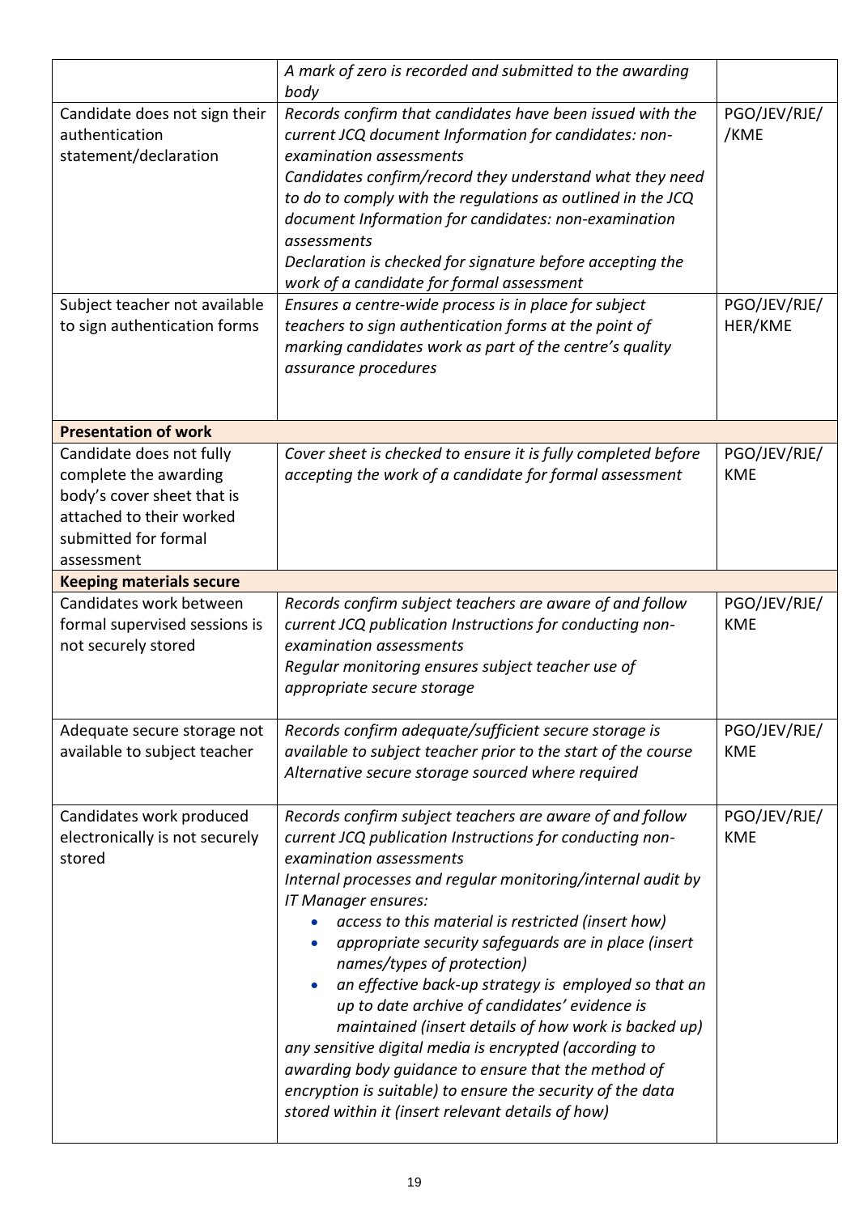| | | |
|---|---|---|
| | *A mark of zero is recorded and submitted to the awarding body* | |
| Candidate does not sign their authentication statement/declaration | *Records confirm that candidates have been issued with the current JCQ document Information for candidates: non-examination assessments*<br>*Candidates confirm/record they understand what they need to do to comply with the regulations as outlined in the JCQ document Information for candidates: non-examination assessments*<br>*Declaration is checked for signature before accepting the work of a candidate for formal assessment* | PGO/JEV/RJE//KME |
| Subject teacher not available to sign authentication forms | *Ensures a centre-wide process is in place for subject teachers to sign authentication forms at the point of marking candidates work as part of the centre's quality assurance procedures* | PGO/JEV/RJE/HER/KME |
| **Presentation of work** | | |
| Candidate does not fully complete the awarding body's cover sheet that is attached to their worked submitted for formal assessment | *Cover sheet is checked to ensure it is fully completed before accepting the work of a candidate for formal assessment* | PGO/JEV/RJE/KME |
| **Keeping materials secure** | | |
| Candidates work between formal supervised sessions is not securely stored | *Records confirm subject teachers are aware of and follow current JCQ publication Instructions for conducting non-examination assessments*<br>*Regular monitoring ensures subject teacher use of appropriate secure storage* | PGO/JEV/RJE/KME |
| Adequate secure storage not available to subject teacher | *Records confirm adequate/sufficient secure storage is available to subject teacher prior to the start of the course*<br>*Alternative secure storage sourced where required* | PGO/JEV/RJE/KME |
| Candidates work produced electronically is not securely stored | *Records confirm subject teachers are aware of and follow current JCQ publication Instructions for conducting non-examination assessments*<br>*Internal processes and regular monitoring/internal audit by IT Manager ensures:*<br>• *access to this material is restricted (insert how)*<br>• *appropriate security safeguards are in place (insert names/types of protection)*<br>• *an effective back-up strategy is employed so that an up to date archive of candidates' evidence is maintained (insert details of how work is backed up)*<br>*any sensitive digital media is encrypted (according to awarding body guidance to ensure that the method of encryption is suitable) to ensure the security of the data stored within it (insert relevant details of how)* | PGO/JEV/RJE/KME |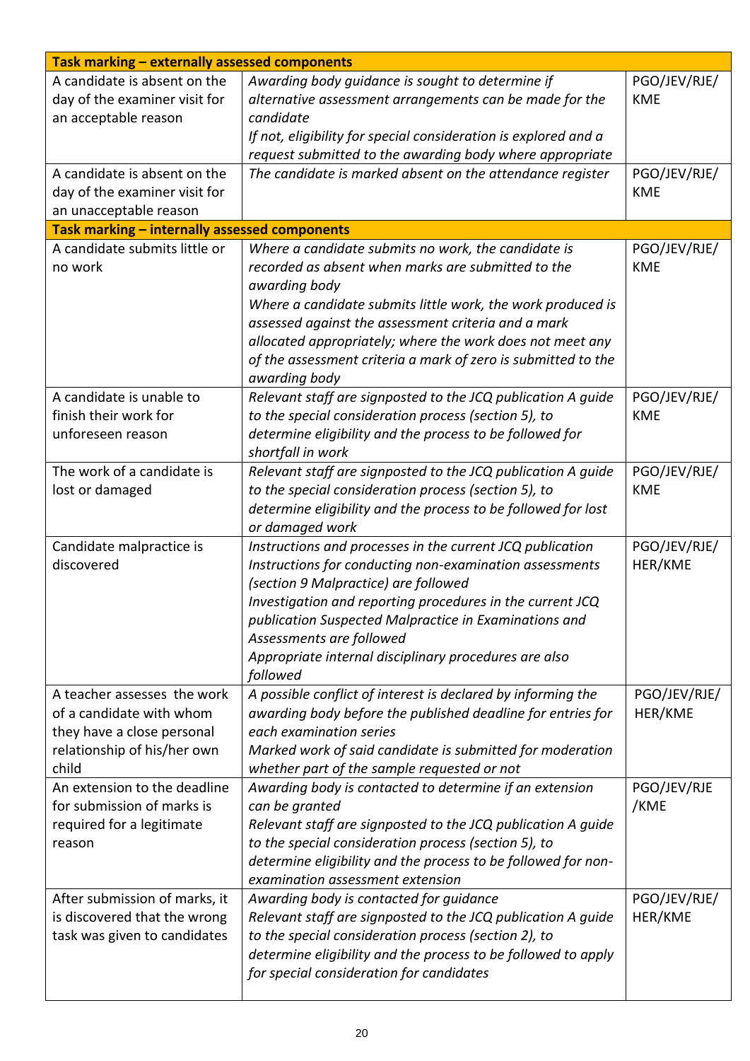| Task marking – externally assessed components | | |
|---|---|---|
| A candidate is absent on the day of the examiner visit for an acceptable reason | *Awarding body guidance is sought to determine if alternative assessment arrangements can be made for the candidate*<br>*If not, eligibility for special consideration is explored and a request submitted to the awarding body where appropriate* | PGO/JEV/RJE/KME |
| A candidate is absent on the day of the examiner visit for an unacceptable reason | *The candidate is marked absent on the attendance register* | PGO/JEV/RJE/KME |
| **Task marking – internally assessed components** | | |
| A candidate submits little or no work | *Where a candidate submits no work, the candidate is recorded as absent when marks are submitted to the awarding body*<br>*Where a candidate submits little work, the work produced is assessed against the assessment criteria and a mark allocated appropriately; where the work does not meet any of the assessment criteria a mark of zero is submitted to the awarding body* | PGO/JEV/RJE/KME |
| A candidate is unable to finish their work for unforeseen reason | *Relevant staff are signposted to the JCQ publication A guide to the special consideration process (section 5), to determine eligibility and the process to be followed for shortfall in work* | PGO/JEV/RJE/KME |
| The work of a candidate is lost or damaged | *Relevant staff are signposted to the JCQ publication A guide to the special consideration process (section 5), to determine eligibility and the process to be followed for lost or damaged work* | PGO/JEV/RJE/KME |
| Candidate malpractice is discovered | *Instructions and processes in the current JCQ publication Instructions for conducting non-examination assessments (section 9 Malpractice) are followed*<br>*Investigation and reporting procedures in the current JCQ publication Suspected Malpractice in Examinations and Assessments are followed*<br>*Appropriate internal disciplinary procedures are also followed* | PGO/JEV/RJE/HER/KME |
| A teacher assesses the work of a candidate with whom they have a close personal relationship his/her own child | *A possible conflict of interest is declared by informing the awarding body before the published deadline for entries for each examination series*<br>*Marked work of said candidate is submitted for moderation whether part of the sample requested or not* | PGO/JEV/RJE/HER/KME |
| An extension to the deadline for submission of marks is required for a legitimate reason | *Awarding body is contacted to determine if an extension can be granted*<br>*Relevant staff are signposted to the JCQ publication A guide to the special consideration process (section 5), to determine eligibility and the process to be followed for non-examination assessment extension* | PGO/JEV/RJE/KME |
| After submission of marks, it is discovered that the wrong task was given to candidates | *Awarding body is contacted for guidance*<br>*Relevant staff are signposted to the JCQ publication A guide to the special consideration process (section 2), to determine eligibility and the process to be followed to apply for special consideration for candidates* | PGO/JEV/RJE/HER/KME |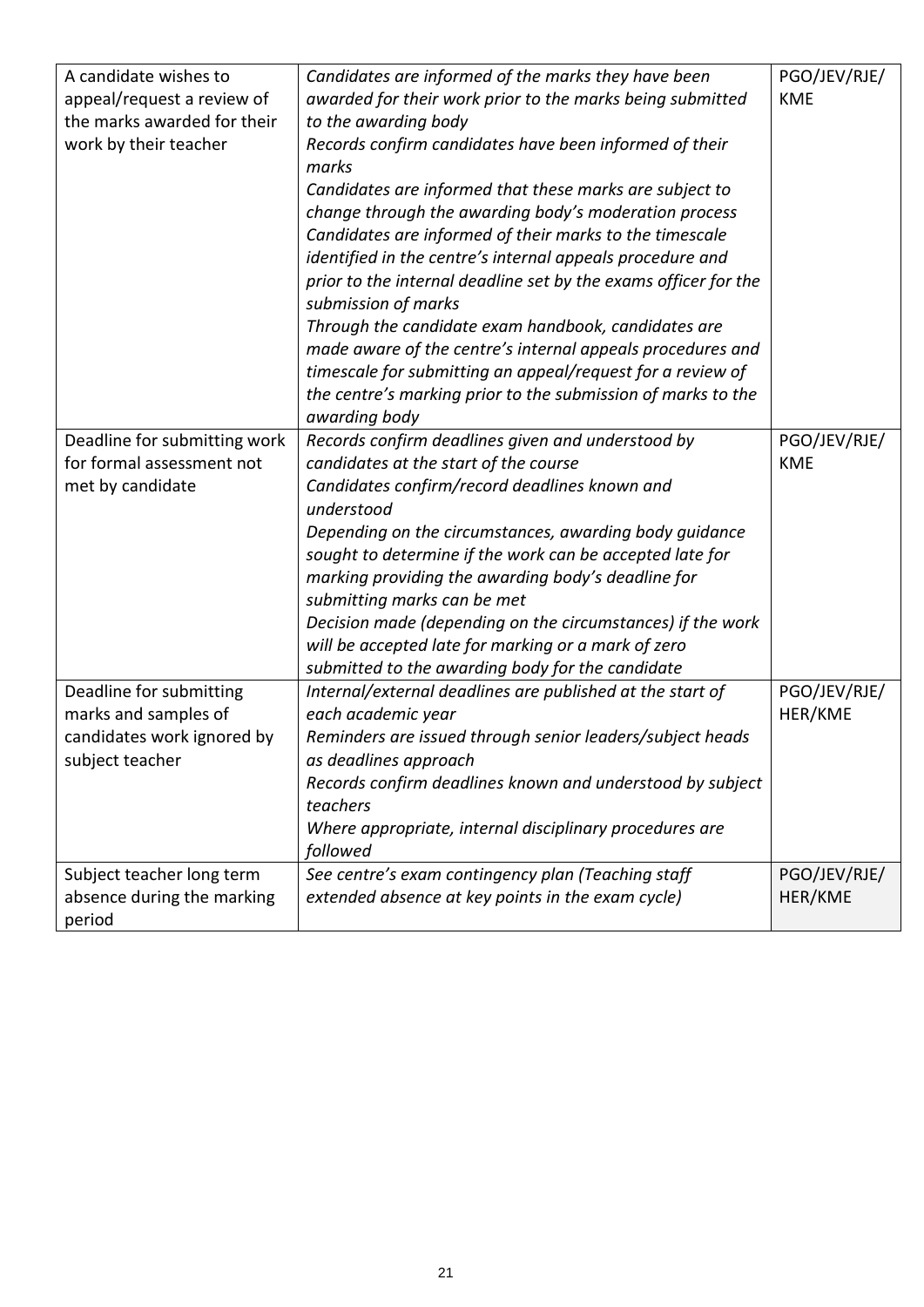| | | |
|---|---|---|
| A candidate wishes to appeal/request a review of the marks awarded for their work by their teacher | *Candidates are informed of the marks they have been awarded for their work prior to the marks being submitted to the awarding body*<br>*Records confirm candidates have been informed of their marks*<br>*Candidates are informed that these marks are subject to change through the awarding body's moderation process*<br>*Candidates are informed of their marks to the timescale identified in the centre's internal appeals procedure and prior to the internal deadline set by the exams officer for the submission of marks*<br>*Through the candidate exam handbook, candidates are made aware of the centre's internal appeals procedures and timescale for submitting an appeal/request for a review of the centre's marking prior to the submission of marks to the awarding body* | PGO/JEV/RJE/KME |
| Deadline for submitting work for formal assessment not met by candidate | *Records confirm deadlines given and understood by candidates at the start of the course*<br>*Candidates confirm/record deadlines known and understood*<br>*Depending on the circumstances, awarding body guidance sought to determine if the work can be accepted late for marking providing the awarding body's deadline for submitting marks can be met*<br>*Decision made (depending on the circumstances) if the work will be accepted late for marking or a mark of zero submitted to the awarding body for the candidate* | PGO/JEV/RJE/KME |
| Deadline for submitting marks and samples of candidates work ignored by subject teacher | *Internal/external deadlines are published at the start of each academic year*<br>*Reminders are issued through senior leaders/subject heads as deadlines approach*<br>*Records confirm deadlines known and understood by subject teachers*<br>*Where appropriate, internal disciplinary procedures are followed* | PGO/JEV/RJE/HER/KME |
| Subject teacher long term absence during the marking period | *See centre's exam contingency plan (Teaching staff extended absence at key points in the exam cycle)* | PGO/JEV/RJE/HER/KME |